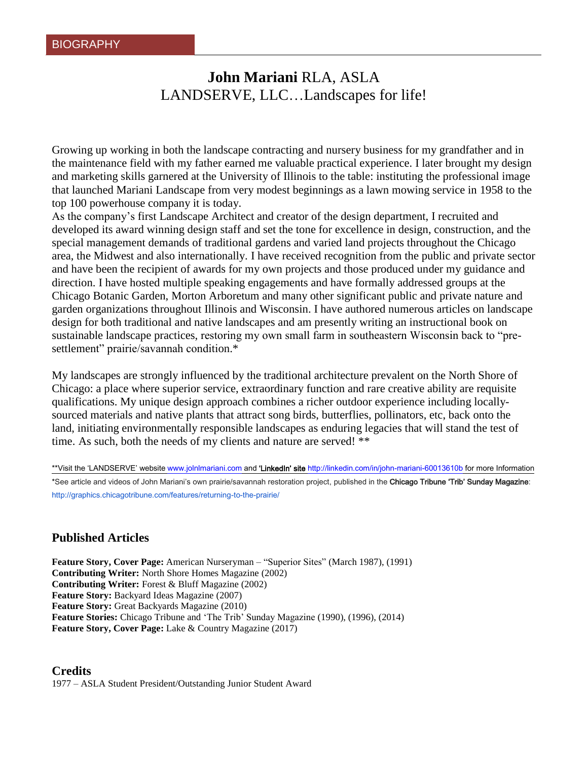BIOGRAPHY

# **John Mariani** RLA, ASLA
## LANDSERVE, LLC…Landscapes for life!

Growing up working in both the landscape contracting and nursery business for my grandfather and in the maintenance field with my father earned me valuable practical experience. I later brought my design and marketing skills garnered at the University of Illinois to the table: instituting the professional image that launched Mariani Landscape from very modest beginnings as a lawn mowing service in 1958 to the top 100 powerhouse company it is today.
As the company's first Landscape Architect and creator of the design department, I recruited and developed its award winning design staff and set the tone for excellence in design, construction, and the special management demands of traditional gardens and varied land projects throughout the Chicago area, the Midwest and also internationally. I have received recognition from the public and private sector and have been the recipient of awards for my own projects and those produced under my guidance and direction. I have hosted multiple speaking engagements and have formally addressed groups at the Chicago Botanic Garden, Morton Arboretum and many other significant public and private nature and garden organizations throughout Illinois and Wisconsin. I have authored numerous articles on landscape design for both traditional and native landscapes and am presently writing an instructional book on sustainable landscape practices, restoring my own small farm in southeastern Wisconsin back to "pre-settlement" prairie/savannah condition.*

My landscapes are strongly influenced by the traditional architecture prevalent on the North Shore of Chicago: a place where superior service, extraordinary function and rare creative ability are requisite qualifications. My unique design approach combines a richer outdoor experience including locally-sourced materials and native plants that attract song birds, butterflies, pollinators, etc, back onto the land, initiating environmentally responsible landscapes as enduring legacies that will stand the test of time. As such, both the needs of my clients and nature are served! **

**Visit the 'LANDSERVE' website www.jolnlmariani.com and **'LinkedIn' site** http://linkedin.com/in/john-mariani-60013610b for more Information

*See article and videos of John Mariani's own prairie/savannah restoration project, published in the **Chicago Tribune 'Trib' Sunday Magazine**: http://graphics.chicagotribune.com/features/returning-to-the-prairie/

## Published Articles

**Feature Story, Cover Page:** American Nurseryman – "Superior Sites" (March 1987), (1991)
**Contributing Writer:** North Shore Homes Magazine (2002)
**Contributing Writer:** Forest & Bluff Magazine (2002)
**Feature Story:** Backyard Ideas Magazine (2007)
**Feature Story:** Great Backyards Magazine (2010)
**Feature Stories:** Chicago Tribune and 'The Trib' Sunday Magazine (1990), (1996), (2014)
**Feature Story, Cover Page:** Lake & Country Magazine (2017)

## Credits

1977 – ASLA Student President/Outstanding Junior Student Award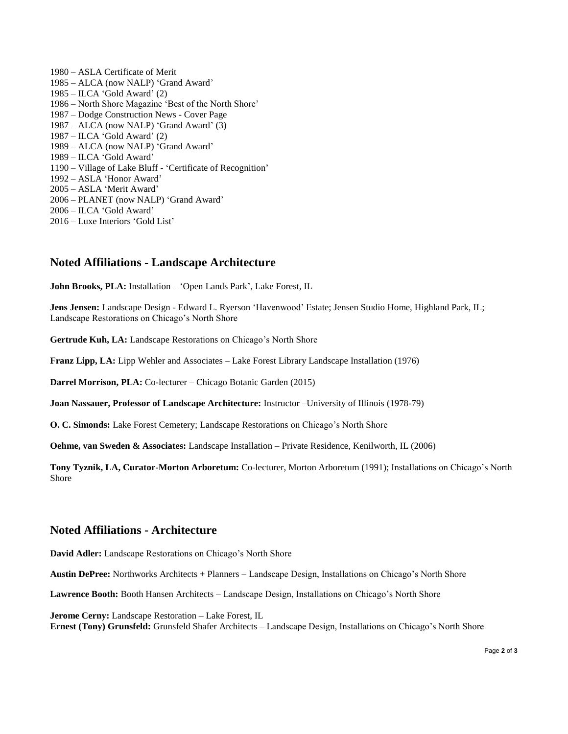1980 – ASLA Certificate of Merit
1985 – ALCA (now NALP) 'Grand Award'
1985 – ILCA 'Gold Award' (2)
1986 – North Shore Magazine 'Best of the North Shore'
1987 – Dodge Construction News - Cover Page
1987 – ALCA (now NALP) 'Grand Award' (3)
1987 – ILCA 'Gold Award' (2)
1989 – ALCA (now NALP) 'Grand Award'
1989 – ILCA 'Gold Award'
1190 – Village of Lake Bluff - 'Certificate of Recognition'
1992 – ASLA 'Honor Award'
2005 – ASLA 'Merit Award'
2006 – PLANET (now NALP) 'Grand Award'
2006 – ILCA 'Gold Award'
2016 – Luxe Interiors 'Gold List'

## Noted Affiliations - Landscape Architecture

**John Brooks, PLA:** Installation – 'Open Lands Park', Lake Forest, IL

**Jens Jensen:** Landscape Design - Edward L. Ryerson 'Havenwood' Estate; Jensen Studio Home, Highland Park, IL; Landscape Restorations on Chicago's North Shore

**Gertrude Kuh, LA:** Landscape Restorations on Chicago's North Shore

**Franz Lipp, LA:** Lipp Wehler and Associates – Lake Forest Library Landscape Installation (1976)

**Darrel Morrison, PLA:** Co-lecturer – Chicago Botanic Garden (2015)

**Joan Nassauer, Professor of Landscape Architecture:** Instructor –University of Illinois (1978-79)

**O. C. Simonds:** Lake Forest Cemetery; Landscape Restorations on Chicago's North Shore

**Oehme, van Sweden & Associates:** Landscape Installation – Private Residence, Kenilworth, IL (2006)

**Tony Tyznik, LA, Curator-Morton Arboretum:** Co-lecturer, Morton Arboretum (1991); Installations on Chicago's North Shore

## Noted Affiliations - Architecture

**David Adler:** Landscape Restorations on Chicago's North Shore

**Austin DePree:** Northworks Architects + Planners – Landscape Design, Installations on Chicago's North Shore

**Lawrence Booth:** Booth Hansen Architects – Landscape Design, Installations on Chicago's North Shore

**Jerome Cerny:** Landscape Restoration – Lake Forest, IL
**Ernest (Tony) Grunsfeld:** Grunsfeld Shafer Architects – Landscape Design, Installations on Chicago's North Shore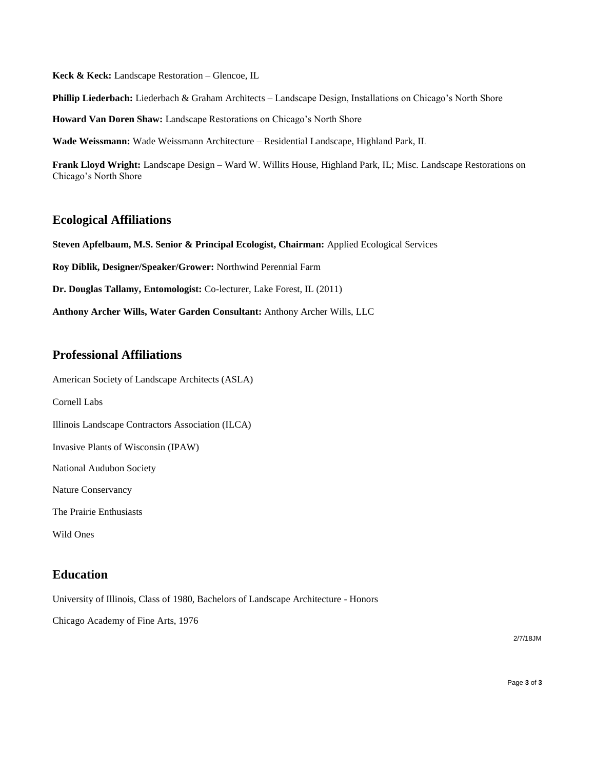**Keck & Keck:** Landscape Restoration – Glencoe, IL

**Phillip Liederbach:** Liederbach & Graham Architects – Landscape Design, Installations on Chicago's North Shore

**Howard Van Doren Shaw:** Landscape Restorations on Chicago's North Shore

**Wade Weissmann:** Wade Weissmann Architecture – Residential Landscape, Highland Park, IL

**Frank Lloyd Wright:** Landscape Design – Ward W. Willits House, Highland Park, IL; Misc. Landscape Restorations on Chicago's North Shore

## Ecological Affiliations

**Steven Apfelbaum, M.S. Senior & Principal Ecologist, Chairman:** Applied Ecological Services

**Roy Diblik, Designer/Speaker/Grower:** Northwind Perennial Farm

**Dr. Douglas Tallamy, Entomologist:** Co-lecturer, Lake Forest, IL (2011)

**Anthony Archer Wills, Water Garden Consultant:** Anthony Archer Wills, LLC

## Professional Affiliations

American Society of Landscape Architects (ASLA)

Cornell Labs

Illinois Landscape Contractors Association (ILCA)

Invasive Plants of Wisconsin (IPAW)

National Audubon Society

Nature Conservancy

The Prairie Enthusiasts

Wild Ones

## Education

University of Illinois, Class of 1980, Bachelors of Landscape Architecture - Honors

Chicago Academy of Fine Arts, 1976

2/7/18JM